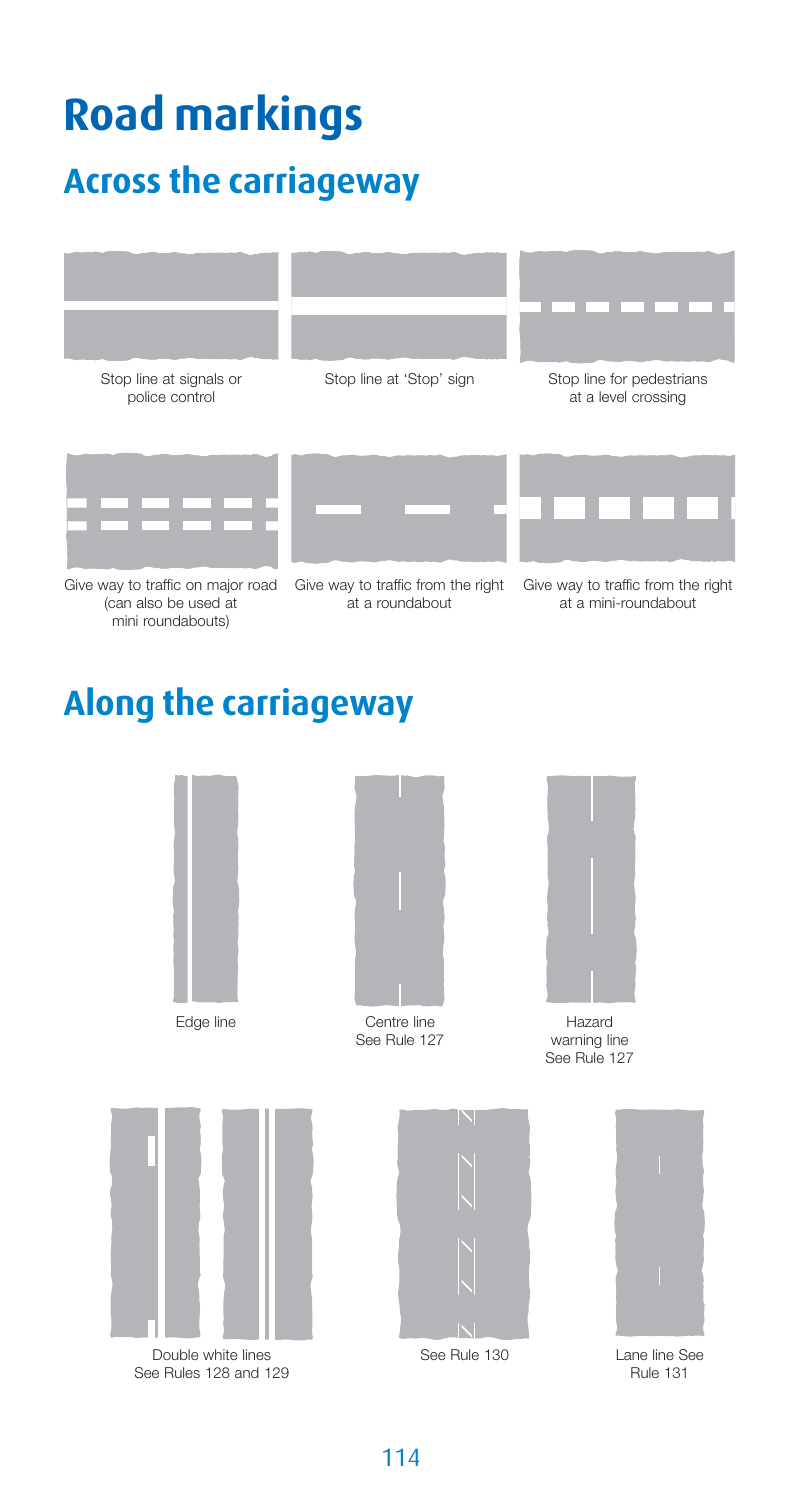# Road markings

## Across the carriageway

Stop line at signals or police control

Stop line at 'Stop' sign

Stop line for pedestrians at a level crossing

Give way to traffic on major road (can also be used at mini roundabouts)

Give way to traffic from the right at a roundabout

Give way to traffic from the right at a mini-roundabout

## Along the carriageway

Edge line

Centre line See Rule 127

Hazard warning line See Rule 127

Double white lines See Rules 128 and 129

See Rule 130

Lane line See Rule 131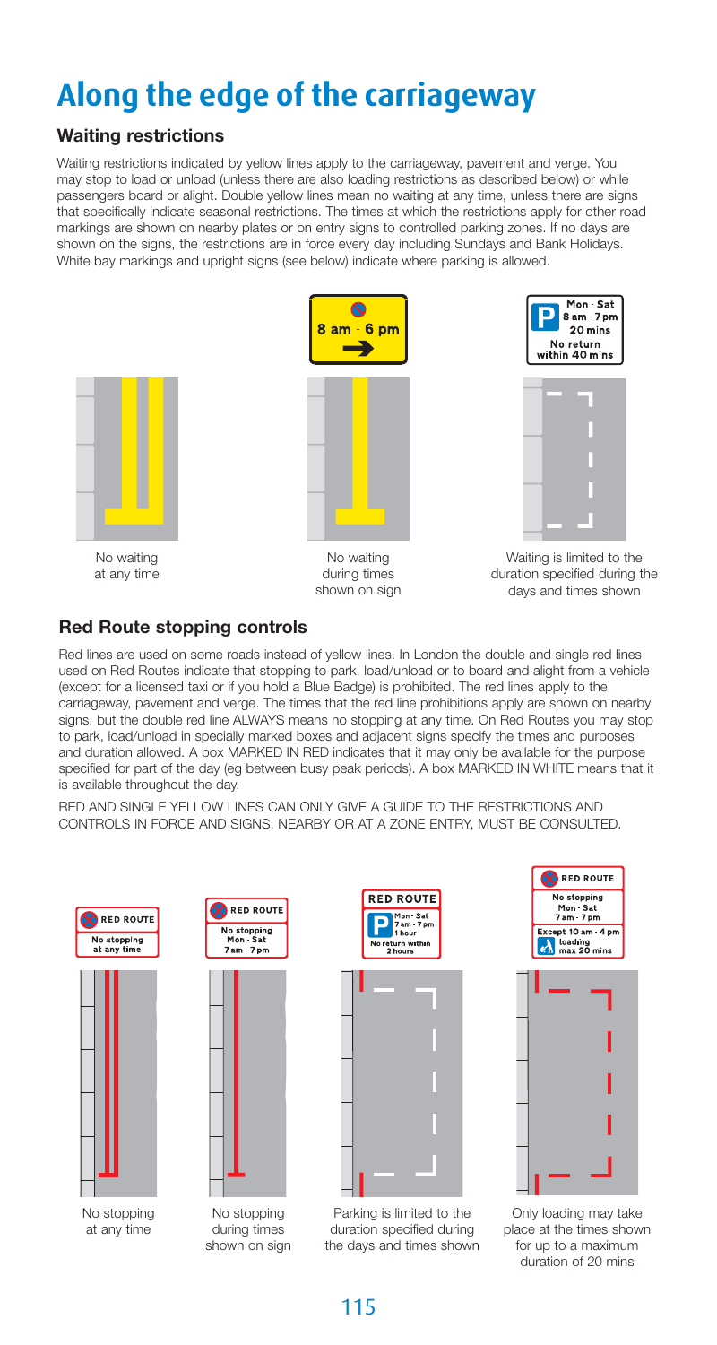# Along the edge of the carriageway

### Waiting restrictions

Waiting restrictions indicated by yellow lines apply to the carriageway, pavement and verge. You may stop to load or unload (unless there are also loading restrictions as described below) or while passengers board or alight. Double yellow lines mean no waiting at any time, unless there are signs that specifically indicate seasonal restrictions. The times at which the restrictions apply for other road markings are shown on nearby plates or on entry signs to controlled parking zones. If no days are shown on the signs, the restrictions are in force every day including Sundays and Bank Holidays. White bay markings and upright signs (see below) indicate where parking is allowed.

No waiting at any time

8 am - 6 pm

No waiting during times shown on sign

Mon - Sat
8 am - 7 pm
20 mins
No return within 40 mins

Waiting is limited to the duration specified during the days and times shown

### Red Route stopping controls

Red lines are used on some roads instead of yellow lines. In London the double and single red lines used on Red Routes indicate that stopping to park, load/unload or to board and alight from a vehicle (except for a licensed taxi or if you hold a Blue Badge) is prohibited. The red lines apply to the carriageway, pavement and verge. The times that the red line prohibitions apply are shown on nearby signs, but the double red line ALWAYS means no stopping at any time. On Red Routes you may stop to park, load/unload in specially marked boxes and adjacent signs specify the times and purposes and duration allowed. A box MARKED IN RED indicates that it may only be available for the purpose specified for part of the day (eg between busy peak periods). A box MARKED IN WHITE means that it is available throughout the day.

RED AND SINGLE YELLOW LINES CAN ONLY GIVE A GUIDE TO THE RESTRICTIONS AND CONTROLS IN FORCE AND SIGNS, NEARBY OR AT A ZONE ENTRY, MUST BE CONSULTED.

RED ROUTE
No stopping at any time

No stopping at any time

RED ROUTE
No stopping
Mon - Sat
7 am - 7 pm

No stopping during times shown on sign

RED ROUTE
Mon - Sat
7 am - 7 pm
1 hour
No return within 2 hours

Parking is limited to the duration specified during the days and times shown

RED ROUTE
No stopping
Mon - Sat
7 am - 7 pm
Except 10 am - 4 pm
loading
max 20 mins

Only loading may take place at the times shown for up to a maximum duration of 20 mins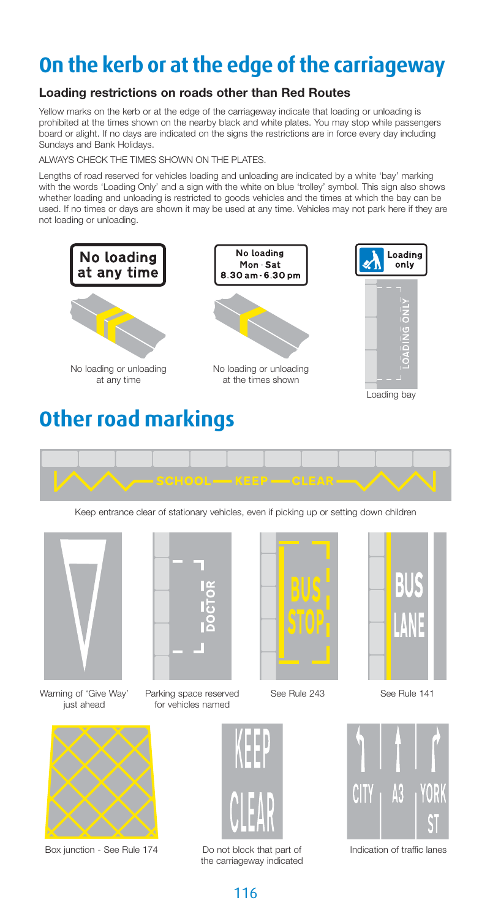# On the kerb or at the edge of the carriageway

### Loading restrictions on roads other than Red Routes

Yellow marks on the kerb or at the edge of the carriageway indicate that loading or unloading is prohibited at the times shown on the nearby black and white plates. You may stop while passengers board or alight. If no days are indicated on the signs the restrictions are in force every day including Sundays and Bank Holidays.

ALWAYS CHECK THE TIMES SHOWN ON THE PLATES.

Lengths of road reserved for vehicles loading and unloading are indicated by a white 'bay' marking with the words 'Loading Only' and a sign with the white on blue 'trolley' symbol. This sign also shows whether loading and unloading is restricted to goods vehicles and the times at which the bay can be used. If no times or days are shown it may be used at any time. Vehicles may not park here if they are not loading or unloading.

No loading at any time

No loading or unloading at any time

No loading Mon - Sat 8.30 am - 6.30 pm

No loading or unloading at the times shown

Loading only

LOADING ONLY

Loading bay

# Other road markings

SCHOOL — KEEP — CLEAR

Keep entrance clear of stationary vehicles, even if picking up or setting down children

Warning of 'Give Way' just ahead

DOCTOR

Parking space reserved for vehicles named

BUS STOP

See Rule 243

BUS LANE

See Rule 141

Box junction - See Rule 174

KEEP CLEAR

Do not block that part of the carriageway indicated

CITY A3 YORK ST

Indication of traffic lanes